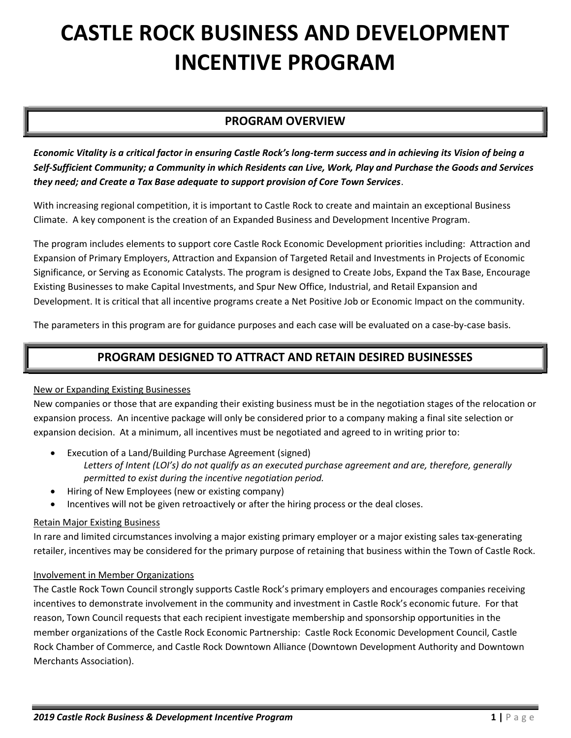# CASTLE ROCK BUSINESS AND DEVELOPMENT INCENTIVE PROGRAM

## PROGRAM OVERVIEW

***Economic Vitality is a critical factor in ensuring Castle Rock's long-term success and in achieving its Vision of being a Self-Sufficient Community; a Community in which Residents can Live, Work, Play and Purchase the Goods and Services they need; and Create a Tax Base adequate to support provision of Core Town Services***.

With increasing regional competition, it is important to Castle Rock to create and maintain an exceptional Business Climate. A key component is the creation of an Expanded Business and Development Incentive Program.

The program includes elements to support core Castle Rock Economic Development priorities including: Attraction and Expansion of Primary Employers, Attraction and Expansion of Targeted Retail and Investments in Projects of Economic Significance, or Serving as Economic Catalysts. The program is designed to Create Jobs, Expand the Tax Base, Encourage Existing Businesses to make Capital Investments, and Spur New Office, Industrial, and Retail Expansion and Development. It is critical that all incentive programs create a Net Positive Job or Economic Impact on the community.

The parameters in this program are for guidance purposes and each case will be evaluated on a case-by-case basis.

## PROGRAM DESIGNED TO ATTRACT AND RETAIN DESIRED BUSINESSES

<u>New or Expanding Existing Businesses</u>

New companies or those that are expanding their existing business must be in the negotiation stages of the relocation or expansion process. An incentive package will only be considered prior to a company making a final site selection or expansion decision. At a minimum, all incentives must be negotiated and agreed to in writing prior to:

- Execution of a Land/Building Purchase Agreement (signed)
  *Letters of Intent (LOI's) do not qualify as an executed purchase agreement and are, therefore, generally permitted to exist during the incentive negotiation period.*
- Hiring of New Employees (new or existing company)
- Incentives will not be given retroactively or after the hiring process or the deal closes.

<u>Retain Major Existing Business</u>

In rare and limited circumstances involving a major existing primary employer or a major existing sales tax-generating retailer, incentives may be considered for the primary purpose of retaining that business within the Town of Castle Rock.

<u>Involvement in Member Organizations</u>

The Castle Rock Town Council strongly supports Castle Rock's primary employers and encourages companies receiving incentives to demonstrate involvement in the community and investment in Castle Rock's economic future. For that reason, Town Council requests that each recipient investigate membership and sponsorship opportunities in the member organizations of the Castle Rock Economic Partnership: Castle Rock Economic Development Council, Castle Rock Chamber of Commerce, and Castle Rock Downtown Alliance (Downtown Development Authority and Downtown Merchants Association).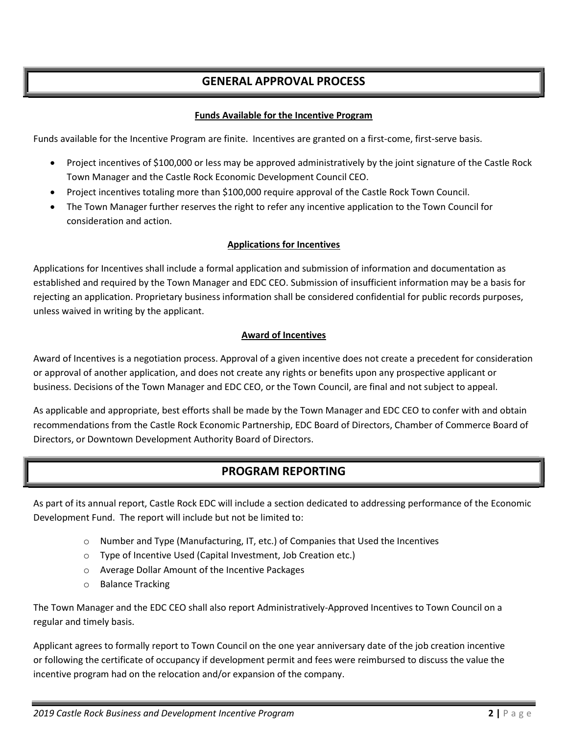## GENERAL APPROVAL PROCESS

### Funds Available for the Incentive Program

Funds available for the Incentive Program are finite. Incentives are granted on a first-come, first-serve basis.

- Project incentives of $100,000 or less may be approved administratively by the joint signature of the Castle Rock Town Manager and the Castle Rock Economic Development Council CEO.
- Project incentives totaling more than $100,000 require approval of the Castle Rock Town Council.
- The Town Manager further reserves the right to refer any incentive application to the Town Council for consideration and action.

### Applications for Incentives

Applications for Incentives shall include a formal application and submission of information and documentation as established and required by the Town Manager and EDC CEO. Submission of insufficient information may be a basis for rejecting an application. Proprietary business information shall be considered confidential for public records purposes, unless waived in writing by the applicant.

### Award of Incentives

Award of Incentives is a negotiation process. Approval of a given incentive does not create a precedent for consideration or approval of another application, and does not create any rights or benefits upon any prospective applicant or business. Decisions of the Town Manager and EDC CEO, or the Town Council, are final and not subject to appeal.

As applicable and appropriate, best efforts shall be made by the Town Manager and EDC CEO to confer with and obtain recommendations from the Castle Rock Economic Partnership, EDC Board of Directors, Chamber of Commerce Board of Directors, or Downtown Development Authority Board of Directors.

## PROGRAM REPORTING

As part of its annual report, Castle Rock EDC will include a section dedicated to addressing performance of the Economic Development Fund. The report will include but not be limited to:

- Number and Type (Manufacturing, IT, etc.) of Companies that Used the Incentives
- Type of Incentive Used (Capital Investment, Job Creation etc.)
- Average Dollar Amount of the Incentive Packages
- Balance Tracking

The Town Manager and the EDC CEO shall also report Administratively-Approved Incentives to Town Council on a regular and timely basis.

Applicant agrees to formally report to Town Council on the one year anniversary date of the job creation incentive or following the certificate of occupancy if development permit and fees were reimbursed to discuss the value the incentive program had on the relocation and/or expansion of the company.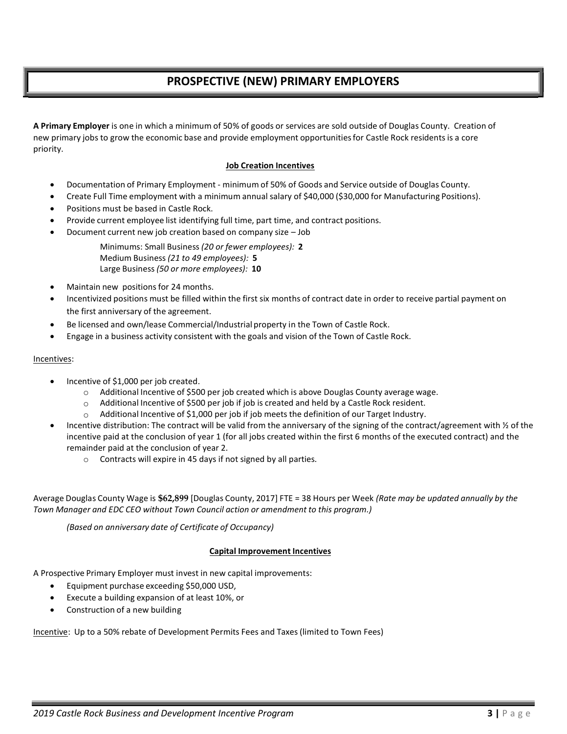# PROSPECTIVE (NEW) PRIMARY EMPLOYERS

**A Primary Employer** is one in which a minimum of 50% of goods or services are sold outside of Douglas County. Creation of new primary jobs to grow the economic base and provide employment opportunities for Castle Rock residents is a core priority.

**Job Creation Incentives**

- Documentation of Primary Employment - minimum of 50% of Goods and Service outside of Douglas County.
- Create Full Time employment with a minimum annual salary of $40,000 ($30,000 for Manufacturing Positions).
- Positions must be based in Castle Rock.
- Provide current employee list identifying full time, part time, and contract positions.
- Document current new job creation based on company size – Job

  Minimums: Small Business *(20 or fewer employees):* **2**
  Medium Business *(21 to 49 employees):* **5**
  Large Business *(50 or more employees):* **10**

- Maintain new positions for 24 months.
- Incentivized positions must be filled within the first six months of contract date in order to receive partial payment on the first anniversary of the agreement.
- Be licensed and own/lease Commercial/Industrial property in the Town of Castle Rock.
- Engage in a business activity consistent with the goals and vision of the Town of Castle Rock.

Incentives:

- Incentive of $1,000 per job created.
  - Additional Incentive of $500 per job created which is above Douglas County average wage.
  - Additional Incentive of $500 per job if job is created and held by a Castle Rock resident.
  - Additional Incentive of $1,000 per job if job meets the definition of our Target Industry.
- Incentive distribution: The contract will be valid from the anniversary of the signing of the contract/agreement with ½ of the incentive paid at the conclusion of year 1 (for all jobs created within the first 6 months of the executed contract) and the remainder paid at the conclusion of year 2.
  - Contracts will expire in 45 days if not signed by all parties.

Average Douglas County Wage is **$62,899** [Douglas County, 2017] FTE = 38 Hours per Week *(Rate may be updated annually by the Town Manager and EDC CEO without Town Council action or amendment to this program.)*

*(Based on anniversary date of Certificate of Occupancy)*

**Capital Improvement Incentives**

A Prospective Primary Employer must invest in new capital improvements:

- Equipment purchase exceeding $50,000 USD,
- Execute a building expansion of at least 10%, or
- Construction of a new building

Incentive: Up to a 50% rebate of Development Permits Fees and Taxes (limited to Town Fees)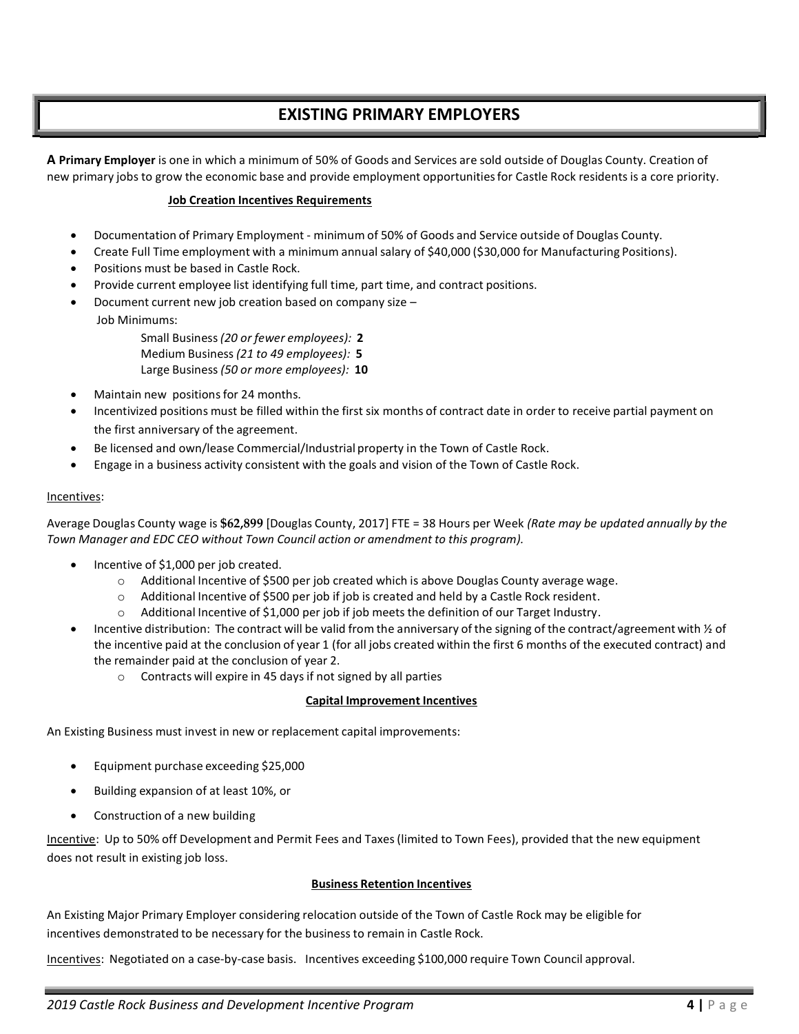# EXISTING PRIMARY EMPLOYERS

**A Primary Employer** is one in which a minimum of 50% of Goods and Services are sold outside of Douglas County. Creation of new primary jobs to grow the economic base and provide employment opportunities for Castle Rock residents is a core priority.

**Job Creation Incentives Requirements**

- Documentation of Primary Employment - minimum of 50% of Goods and Service outside of Douglas County.
- Create Full Time employment with a minimum annual salary of $40,000 ($30,000 for Manufacturing Positions).
- Positions must be based in Castle Rock.
- Provide current employee list identifying full time, part time, and contract positions.
- Document current new job creation based on company size –
  Job Minimums:
  - Small Business *(20 or fewer employees):* **2**
  - Medium Business *(21 to 49 employees):* **5**
  - Large Business *(50 or more employees):* **10**
- Maintain new positions for 24 months.
- Incentivized positions must be filled within the first six months of contract date in order to receive partial payment on the first anniversary of the agreement.
- Be licensed and own/lease Commercial/Industrial property in the Town of Castle Rock.
- Engage in a business activity consistent with the goals and vision of the Town of Castle Rock.

Incentives:

Average Douglas County wage is **$62,899** [Douglas County, 2017] FTE = 38 Hours per Week *(Rate may be updated annually by the Town Manager and EDC CEO without Town Council action or amendment to this program).*

- Incentive of $1,000 per job created.
  - Additional Incentive of $500 per job created which is above Douglas County average wage.
  - Additional Incentive of $500 per job if job is created and held by a Castle Rock resident.
  - Additional Incentive of $1,000 per job if job meets the definition of our Target Industry.
- Incentive distribution: The contract will be valid from the anniversary of the signing of the contract/agreement with ½ of the incentive paid at the conclusion of year 1 (for all jobs created within the first 6 months of the executed contract) and the remainder paid at the conclusion of year 2.
  - Contracts will expire in 45 days if not signed by all parties

**Capital Improvement Incentives**

An Existing Business must invest in new or replacement capital improvements:

- Equipment purchase exceeding $25,000
- Building expansion of at least 10%, or
- Construction of a new building

Incentive: Up to 50% off Development and Permit Fees and Taxes (limited to Town Fees), provided that the new equipment does not result in existing job loss.

**Business Retention Incentives**

An Existing Major Primary Employer considering relocation outside of the Town of Castle Rock may be eligible for incentives demonstrated to be necessary for the business to remain in Castle Rock.

Incentives: Negotiated on a case-by-case basis. Incentives exceeding $100,000 require Town Council approval.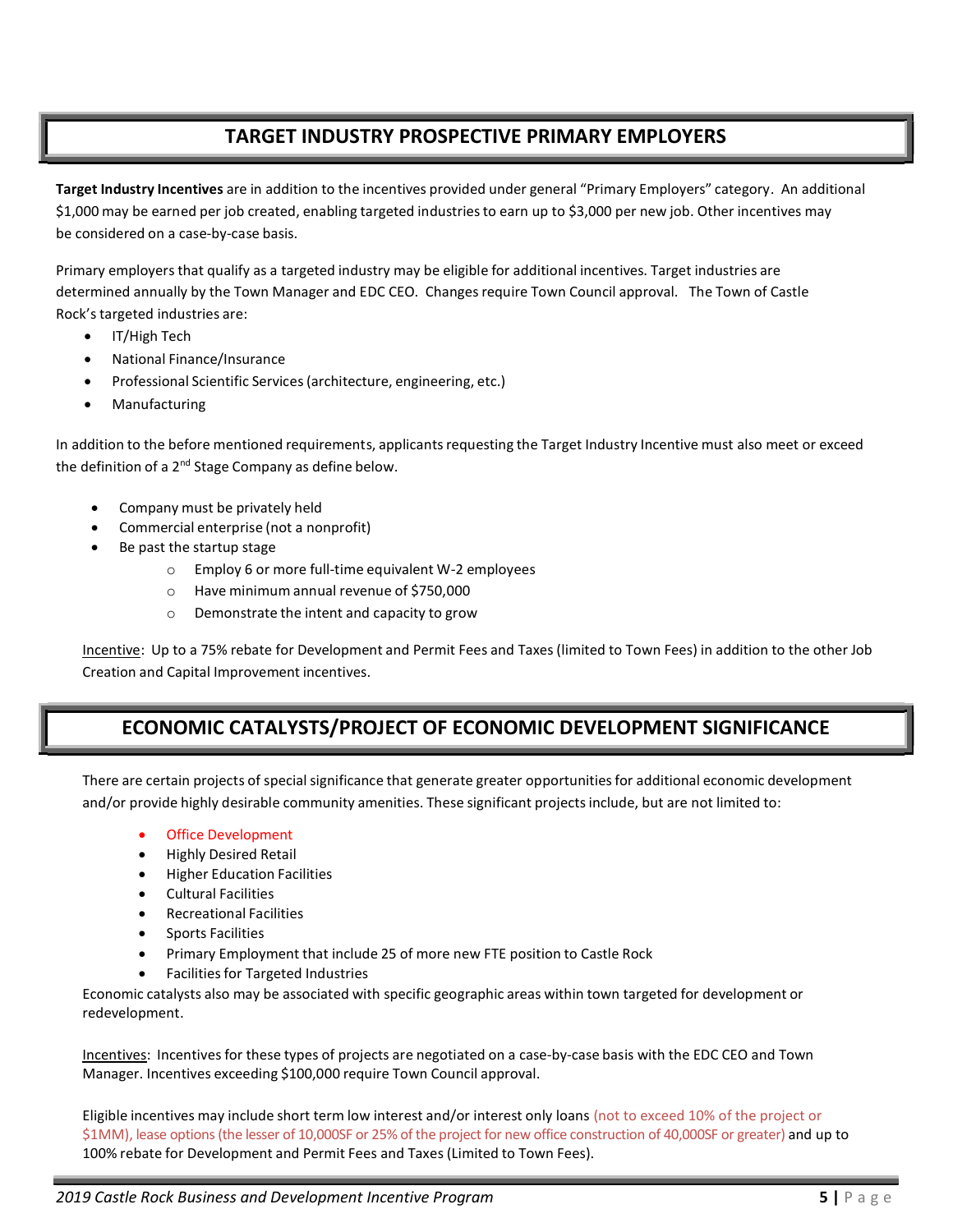## TARGET INDUSTRY PROSPECTIVE PRIMARY EMPLOYERS

**Target Industry Incentives** are in addition to the incentives provided under general "Primary Employers" category. An additional $1,000 may be earned per job created, enabling targeted industries to earn up to $3,000 per new job. Other incentives may be considered on a case-by-case basis.

Primary employers that qualify as a targeted industry may be eligible for additional incentives. Target industries are determined annually by the Town Manager and EDC CEO. Changes require Town Council approval. The Town of Castle Rock's targeted industries are:

- IT/High Tech
- National Finance/Insurance
- Professional Scientific Services (architecture, engineering, etc.)
- Manufacturing

In addition to the before mentioned requirements, applicants requesting the Target Industry Incentive must also meet or exceed the definition of a 2nd Stage Company as define below.

- Company must be privately held
- Commercial enterprise (not a nonprofit)
- Be past the startup stage
  - Employ 6 or more full-time equivalent W-2 employees
  - Have minimum annual revenue of $750,000
  - Demonstrate the intent and capacity to grow

Incentive: Up to a 75% rebate for Development and Permit Fees and Taxes (limited to Town Fees) in addition to the other Job Creation and Capital Improvement incentives.

## ECONOMIC CATALYSTS/PROJECT OF ECONOMIC DEVELOPMENT SIGNIFICANCE

There are certain projects of special significance that generate greater opportunities for additional economic development and/or provide highly desirable community amenities. These significant projects include, but are not limited to:

- Office Development
- Highly Desired Retail
- Higher Education Facilities
- Cultural Facilities
- Recreational Facilities
- Sports Facilities
- Primary Employment that include 25 of more new FTE position to Castle Rock
- Facilities for Targeted Industries

Economic catalysts also may be associated with specific geographic areas within town targeted for development or redevelopment.

Incentives: Incentives for these types of projects are negotiated on a case-by-case basis with the EDC CEO and Town Manager. Incentives exceeding $100,000 require Town Council approval.

Eligible incentives may include short term low interest and/or interest only loans (not to exceed 10% of the project or $1MM), lease options (the lesser of 10,000SF or 25% of the project for new office construction of 40,000SF or greater) and up to 100% rebate for Development and Permit Fees and Taxes (Limited to Town Fees).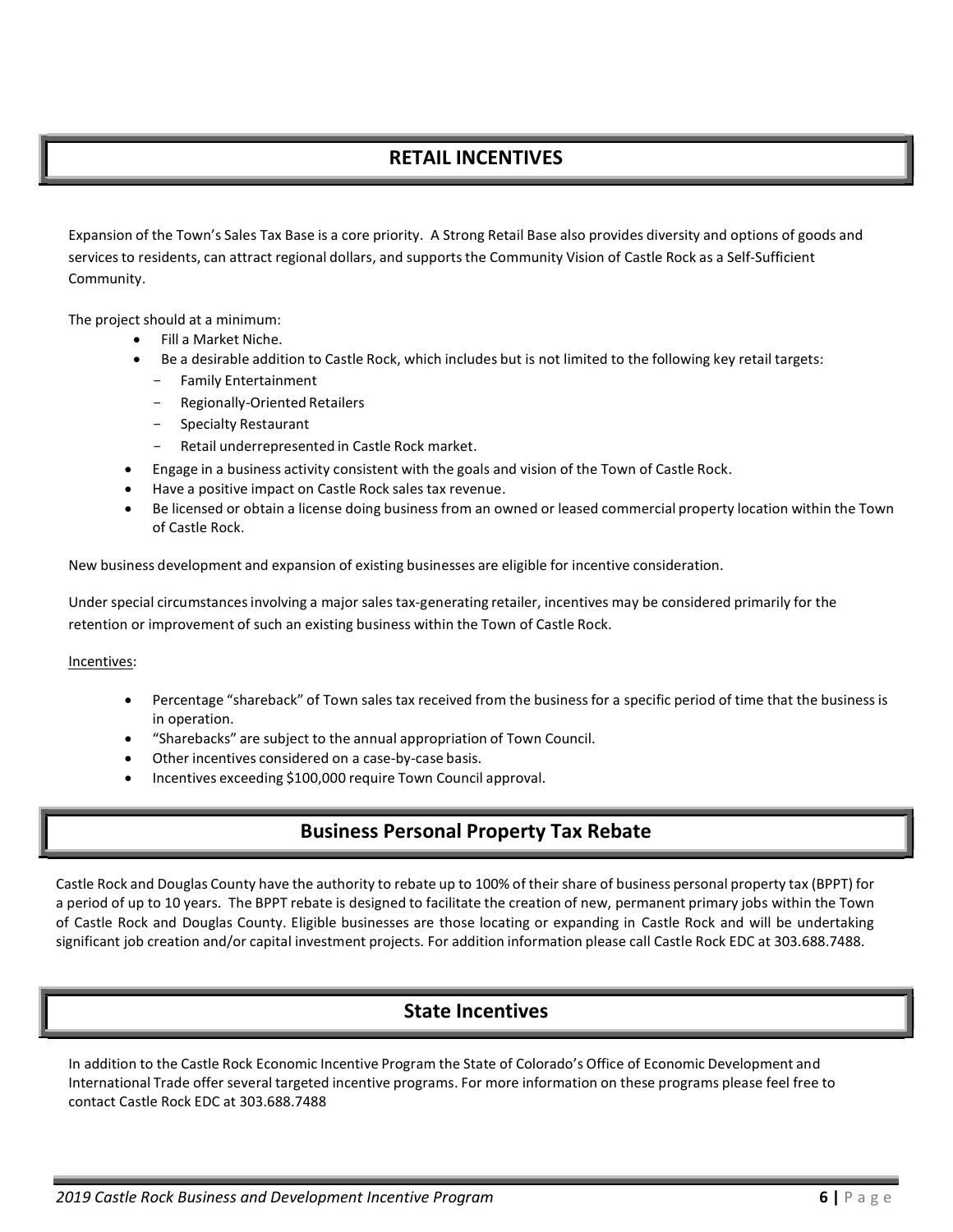## RETAIL INCENTIVES

Expansion of the Town's Sales Tax Base is a core priority. A Strong Retail Base also provides diversity and options of goods and services to residents, can attract regional dollars, and supports the Community Vision of Castle Rock as a Self-Sufficient Community.

The project should at a minimum:

- Fill a Market Niche.
- Be a desirable addition to Castle Rock, which includes but is not limited to the following key retail targets:
  - Family Entertainment
  - Regionally-Oriented Retailers
  - Specialty Restaurant
  - Retail underrepresented in Castle Rock market.
- Engage in a business activity consistent with the goals and vision of the Town of Castle Rock.
- Have a positive impact on Castle Rock sales tax revenue.
- Be licensed or obtain a license doing business from an owned or leased commercial property location within the Town of Castle Rock.

New business development and expansion of existing businesses are eligible for incentive consideration.

Under special circumstances involving a major sales tax-generating retailer, incentives may be considered primarily for the retention or improvement of such an existing business within the Town of Castle Rock.

Incentives:

- Percentage "shareback" of Town sales tax received from the business for a specific period of time that the business is in operation.
- "Sharebacks" are subject to the annual appropriation of Town Council.
- Other incentives considered on a case-by-case basis.
- Incentives exceeding $100,000 require Town Council approval.

## Business Personal Property Tax Rebate

Castle Rock and Douglas County have the authority to rebate up to 100% of their share of business personal property tax (BPPT) for a period of up to 10 years. The BPPT rebate is designed to facilitate the creation of new, permanent primary jobs within the Town of Castle Rock and Douglas County. Eligible businesses are those locating or expanding in Castle Rock and will be undertaking significant job creation and/or capital investment projects. For addition information please call Castle Rock EDC at 303.688.7488.

## State Incentives

In addition to the Castle Rock Economic Incentive Program the State of Colorado's Office of Economic Development and International Trade offer several targeted incentive programs. For more information on these programs please feel free to contact Castle Rock EDC at 303.688.7488